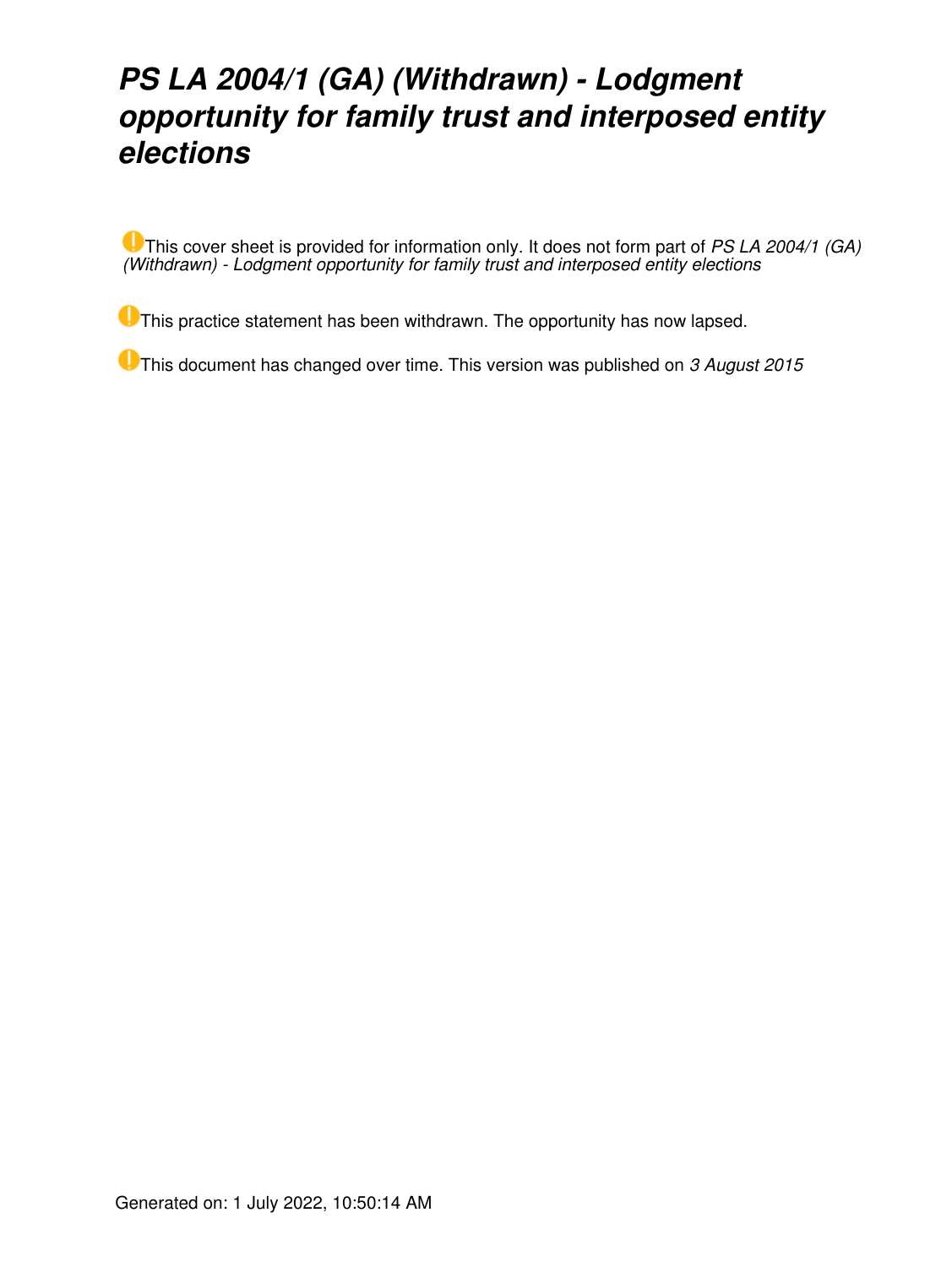# *PS LA 2004/1 (GA) (Withdrawn) - Lodgment opportunity for family trust and interposed entity elections*

This cover sheet is provided for information only. It does not form part of *PS LA 2004/1 (GA) (Withdrawn) - Lodgment opportunity for family trust and interposed entity elections*

This practice statement has been withdrawn. The opportunity has now lapsed.

This document has changed over time. This version was published on *3 August 2015*

Generated on: 1 July 2022, 10:50:14 AM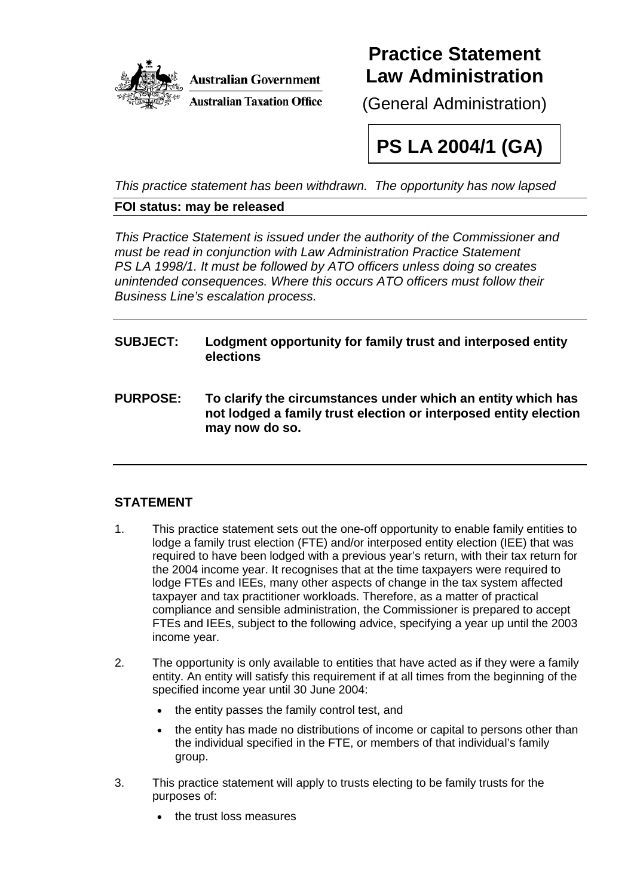**Australian Government**

**Australian Taxation Office**

# Practice Statement Law Administration

(General Administration)

**PS LA 2004/1 (GA)**

*This practice statement has been withdrawn. The opportunity has now lapsed*

**FOI status: may be released**

*This Practice Statement is issued under the authority of the Commissioner and must be read in conjunction with Law Administration Practice Statement PS LA 1998/1. It must be followed by ATO officers unless doing so creates unintended consequences. Where this occurs ATO officers must follow their Business Line's escalation process.*

**SUBJECT:** **Lodgment opportunity for family trust and interposed entity elections**

**PURPOSE:** **To clarify the circumstances under which an entity which has not lodged a family trust election or interposed entity election may now do so.**

## STATEMENT

1. This practice statement sets out the one-off opportunity to enable family entities to lodge a family trust election (FTE) and/or interposed entity election (IEE) that was required to have been lodged with a previous year's return, with their tax return for the 2004 income year. It recognises that at the time taxpayers were required to lodge FTEs and IEEs, many other aspects of change in the tax system affected taxpayer and tax practitioner workloads. Therefore, as a matter of practical compliance and sensible administration, the Commissioner is prepared to accept FTEs and IEEs, subject to the following advice, specifying a year up until the 2003 income year.

2. The opportunity is only available to entities that have acted as if they were a family entity. An entity will satisfy this requirement if at all times from the beginning of the specified income year until 30 June 2004:
   - the entity passes the family control test, and
   - the entity has made no distributions of income or capital to persons other than the individual specified in the FTE, or members of that individual's family group.

3. This practice statement will apply to trusts electing to be family trusts for the purposes of:
   - the trust loss measures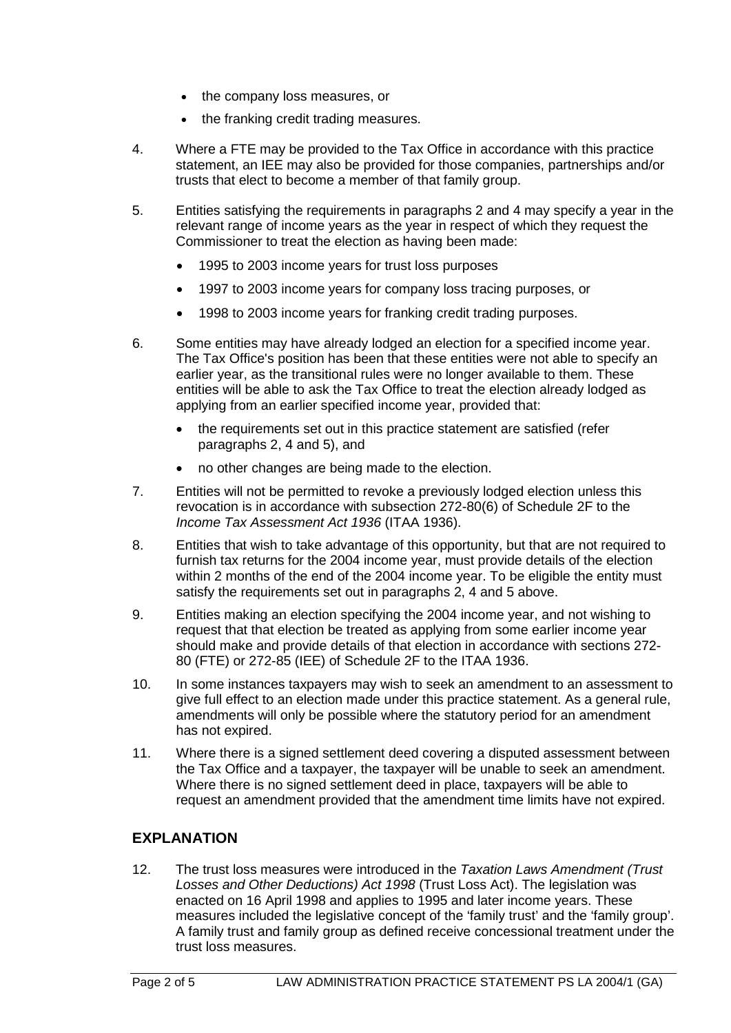- the company loss measures, or
- the franking credit trading measures.

4. Where a FTE may be provided to the Tax Office in accordance with this practice statement, an IEE may also be provided for those companies, partnerships and/or trusts that elect to become a member of that family group.

5. Entities satisfying the requirements in paragraphs 2 and 4 may specify a year in the relevant range of income years as the year in respect of which they request the Commissioner to treat the election as having been made:
   - 1995 to 2003 income years for trust loss purposes
   - 1997 to 2003 income years for company loss tracing purposes, or
   - 1998 to 2003 income years for franking credit trading purposes.

6. Some entities may have already lodged an election for a specified income year. The Tax Office's position has been that these entities were not able to specify an earlier year, as the transitional rules were no longer available to them. These entities will be able to ask the Tax Office to treat the election already lodged as applying from an earlier specified income year, provided that:
   - the requirements set out in this practice statement are satisfied (refer paragraphs 2, 4 and 5), and
   - no other changes are being made to the election.

7. Entities will not be permitted to revoke a previously lodged election unless this revocation is in accordance with subsection 272-80(6) of Schedule 2F to the *Income Tax Assessment Act 1936* (ITAA 1936).

8. Entities that wish to take advantage of this opportunity, but that are not required to furnish tax returns for the 2004 income year, must provide details of the election within 2 months of the end of the 2004 income year. To be eligible the entity must satisfy the requirements set out in paragraphs 2, 4 and 5 above.

9. Entities making an election specifying the 2004 income year, and not wishing to request that that election be treated as applying from some earlier income year should make and provide details of that election in accordance with sections 272-80 (FTE) or 272-85 (IEE) of Schedule 2F to the ITAA 1936.

10. In some instances taxpayers may wish to seek an amendment to an assessment to give full effect to an election made under this practice statement. As a general rule, amendments will only be possible where the statutory period for an amendment has not expired.

11. Where there is a signed settlement deed covering a disputed assessment between the Tax Office and a taxpayer, the taxpayer will be unable to seek an amendment. Where there is no signed settlement deed in place, taxpayers will be able to request an amendment provided that the amendment time limits have not expired.

## EXPLANATION

12. The trust loss measures were introduced in the *Taxation Laws Amendment (Trust Losses and Other Deductions) Act 1998* (Trust Loss Act). The legislation was enacted on 16 April 1998 and applies to 1995 and later income years. These measures included the legislative concept of the 'family trust' and the 'family group'. A family trust and family group as defined receive concessional treatment under the trust loss measures.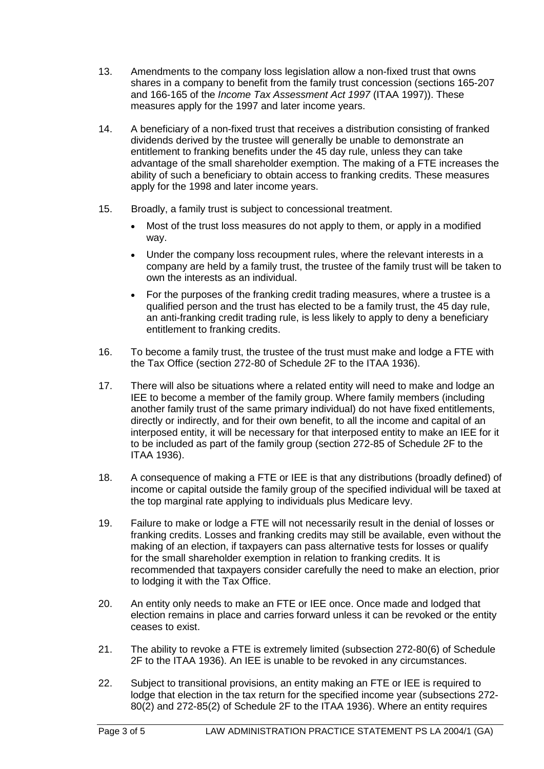13. Amendments to the company loss legislation allow a non-fixed trust that owns shares in a company to benefit from the family trust concession (sections 165-207 and 166-165 of the *Income Tax Assessment Act 1997* (ITAA 1997)). These measures apply for the 1997 and later income years.

14. A beneficiary of a non-fixed trust that receives a distribution consisting of franked dividends derived by the trustee will generally be unable to demonstrate an entitlement to franking benefits under the 45 day rule, unless they can take advantage of the small shareholder exemption. The making of a FTE increases the ability of such a beneficiary to obtain access to franking credits. These measures apply for the 1998 and later income years.

15. Broadly, a family trust is subject to concessional treatment.

- Most of the trust loss measures do not apply to them, or apply in a modified way.
- Under the company loss recoupment rules, where the relevant interests in a company are held by a family trust, the trustee of the family trust will be taken to own the interests as an individual.
- For the purposes of the franking credit trading measures, where a trustee is a qualified person and the trust has elected to be a family trust, the 45 day rule, an anti-franking credit trading rule, is less likely to apply to deny a beneficiary entitlement to franking credits.

16. To become a family trust, the trustee of the trust must make and lodge a FTE with the Tax Office (section 272-80 of Schedule 2F to the ITAA 1936).

17. There will also be situations where a related entity will need to make and lodge an IEE to become a member of the family group. Where family members (including another family trust of the same primary individual) do not have fixed entitlements, directly or indirectly, and for their own benefit, to all the income and capital of an interposed entity, it will be necessary for that interposed entity to make an IEE for it to be included as part of the family group (section 272-85 of Schedule 2F to the ITAA 1936).

18. A consequence of making a FTE or IEE is that any distributions (broadly defined) of income or capital outside the family group of the specified individual will be taxed at the top marginal rate applying to individuals plus Medicare levy.

19. Failure to make or lodge a FTE will not necessarily result in the denial of losses or franking credits. Losses and franking credits may still be available, even without the making of an election, if taxpayers can pass alternative tests for losses or qualify for the small shareholder exemption in relation to franking credits. It is recommended that taxpayers consider carefully the need to make an election, prior to lodging it with the Tax Office.

20. An entity only needs to make an FTE or IEE once. Once made and lodged that election remains in place and carries forward unless it can be revoked or the entity ceases to exist.

21. The ability to revoke a FTE is extremely limited (subsection 272-80(6) of Schedule 2F to the ITAA 1936). An IEE is unable to be revoked in any circumstances.

22. Subject to transitional provisions, an entity making an FTE or IEE is required to lodge that election in the tax return for the specified income year (subsections 272-80(2) and 272-85(2) of Schedule 2F to the ITAA 1936). Where an entity requires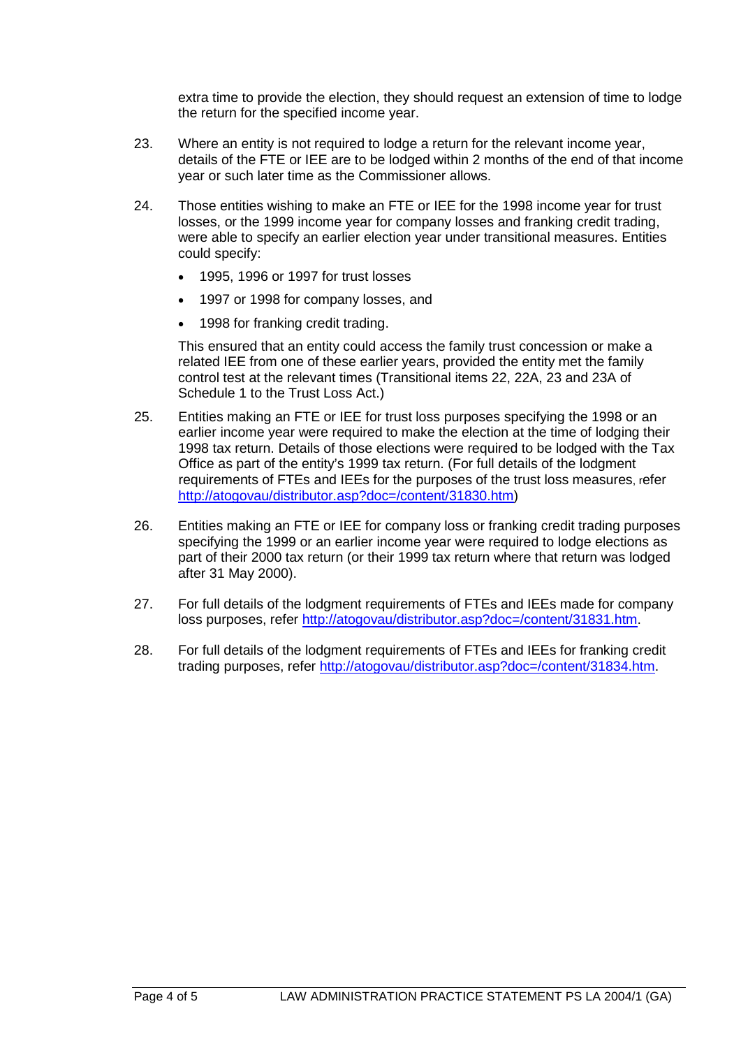extra time to provide the election, they should request an extension of time to lodge the return for the specified income year.

23. Where an entity is not required to lodge a return for the relevant income year, details of the FTE or IEE are to be lodged within 2 months of the end of that income year or such later time as the Commissioner allows.

24. Those entities wishing to make an FTE or IEE for the 1998 income year for trust losses, or the 1999 income year for company losses and franking credit trading, were able to specify an earlier election year under transitional measures. Entities could specify:

- 1995, 1996 or 1997 for trust losses
- 1997 or 1998 for company losses, and
- 1998 for franking credit trading.

This ensured that an entity could access the family trust concession or make a related IEE from one of these earlier years, provided the entity met the family control test at the relevant times (Transitional items 22, 22A, 23 and 23A of Schedule 1 to the Trust Loss Act.)

25. Entities making an FTE or IEE for trust loss purposes specifying the 1998 or an earlier income year were required to make the election at the time of lodging their 1998 tax return. Details of those elections were required to be lodged with the Tax Office as part of the entity's 1999 tax return. (For full details of the lodgment requirements of FTEs and IEEs for the purposes of the trust loss measures, refer http://atogovau/distributor.asp?doc=/content/31830.htm)

26. Entities making an FTE or IEE for company loss or franking credit trading purposes specifying the 1999 or an earlier income year were required to lodge elections as part of their 2000 tax return (or their 1999 tax return where that return was lodged after 31 May 2000).

27. For full details of the lodgment requirements of FTEs and IEEs made for company loss purposes, refer http://atogovau/distributor.asp?doc=/content/31831.htm.

28. For full details of the lodgment requirements of FTEs and IEEs for franking credit trading purposes, refer http://atogovau/distributor.asp?doc=/content/31834.htm.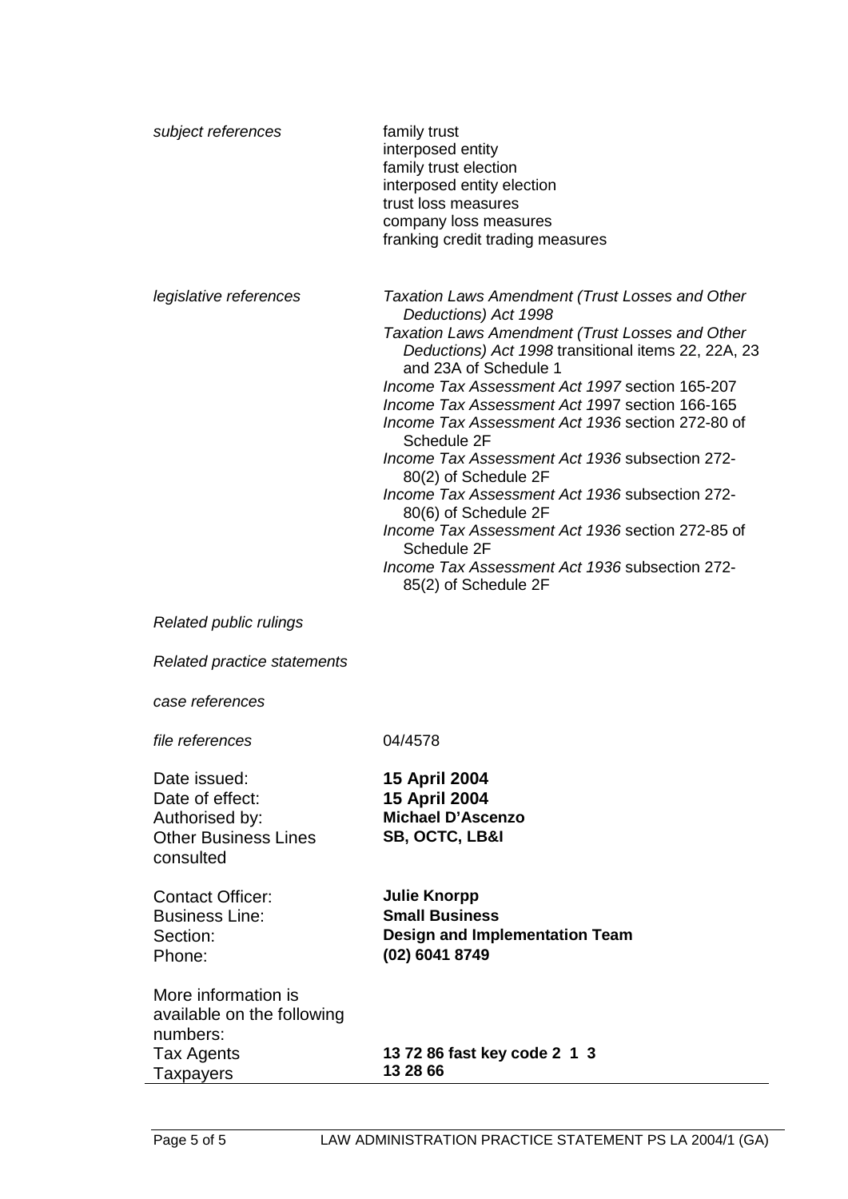| | |
|---|---|
| *subject references* | family trust<br>interposed entity<br>family trust election<br>interposed entity election<br>trust loss measures<br>company loss measures<br>franking credit trading measures |
| *legislative references* | *Taxation Laws Amendment (Trust Losses and Other Deductions) Act 1998*<br>*Taxation Laws Amendment (Trust Losses and Other Deductions) Act 1998* transitional items 22, 22A, 23 and 23A of Schedule 1<br>*Income Tax Assessment Act 1997* section 165-207<br>*Income Tax Assessment Act 1997* section 166-165<br>*Income Tax Assessment Act 1936* section 272-80 of Schedule 2F<br>*Income Tax Assessment Act 1936* subsection 272-80(2) of Schedule 2F<br>*Income Tax Assessment Act 1936* subsection 272-80(6) of Schedule 2F<br>*Income Tax Assessment Act 1936* section 272-85 of Schedule 2F<br>*Income Tax Assessment Act 1936* subsection 272-85(2) of Schedule 2F |
| *Related public rulings* | |
| *Related practice statements* | |
| *case references* | |
| *file references* | 04/4578 |

| | |
|---|---|
| Date issued: | **15 April 2004** |
| Date of effect: | **15 April 2004** |
| Authorised by: | **Michael D'Ascenzo** |
| Other Business Lines consulted | **SB, OCTC, LB&I** |
| Contact Officer: | **Julie Knorpp** |
| Business Line: | **Small Business** |
| Section: | **Design and Implementation Team** |
| Phone: | **(02) 6041 8749** |

More information is available on the following numbers:

| | |
|---|---|
| Tax Agents | **13 72 86 fast key code 2 1 3** |
| Taxpayers | **13 28 66** |